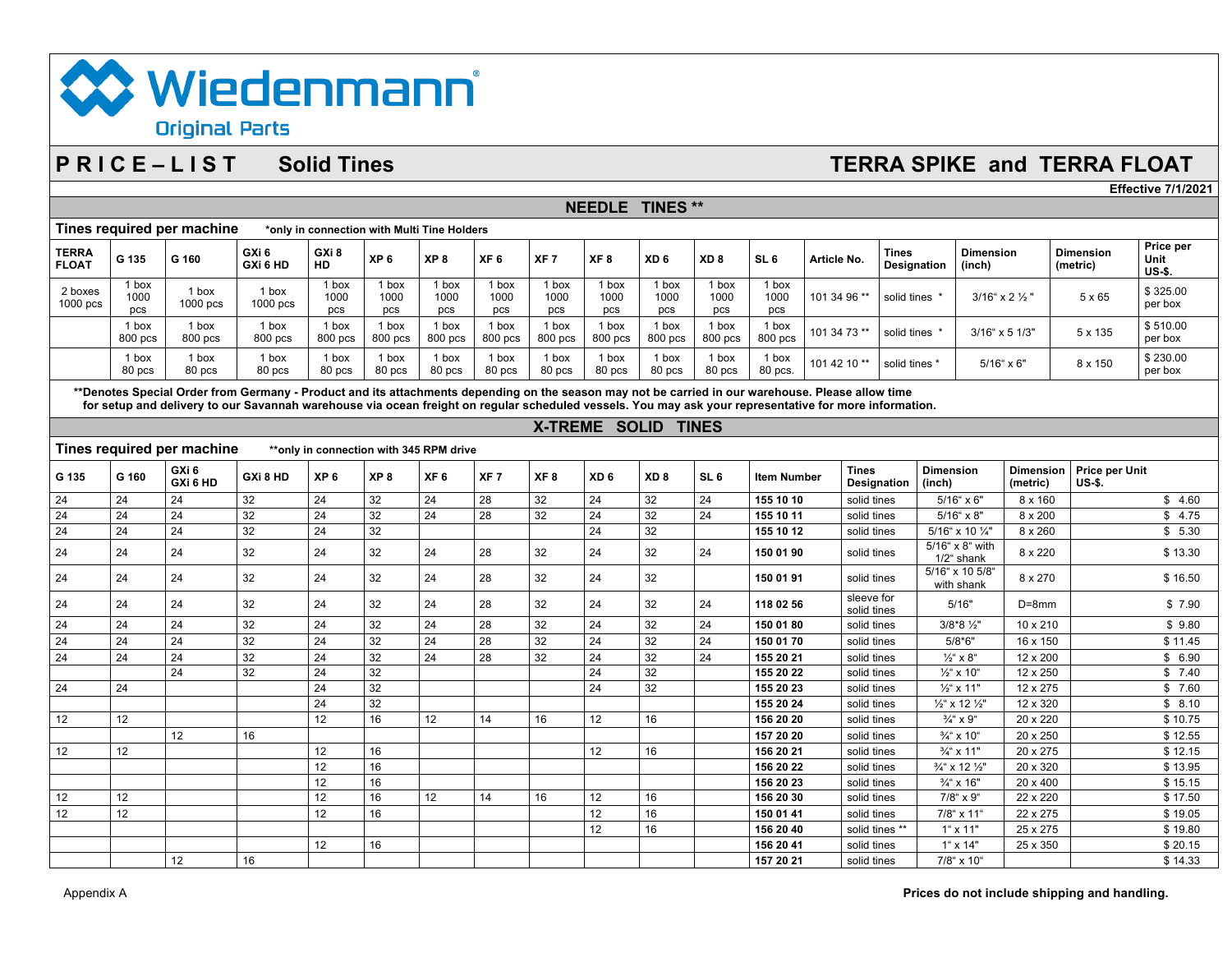# Wiedenmann

**Original Parts**

## PRICE – LIST  Solid Tines  TERRA SPIKE and TERRA FLOAT

**Effective 7/1/2021**

### NEEDLE TINES **

**Tines required per machine** *only in connection with Multi Tine Holders

| TERRA FLOAT | G 135 | G 160 | GXi 6 GXi 6 HD | GXi 8 HD | XP 6 | XP 8 | XF 6 | XF 7 | XF 8 | XD 6 | XD 8 | SL 6 | Article No. | Tines Designation | Dimension (inch) | Dimension (metric) | Price per Unit US-$. |
|---|---|---|---|---|---|---|---|---|---|---|---|---|---|---|---|---|---|
| 2 boxes 1000 pcs | 1 box 1000 pcs | 1 box 1000 pcs | 1 box 1000 pcs | 1 box 1000 pcs | 1 box 1000 pcs | 1 box 1000 pcs | 1 box 1000 pcs | 1 box 1000 pcs | 1 box 1000 pcs | 1 box 1000 pcs | 1 box 1000 pcs | 1 box 1000 pcs | 101 34 96 ** | solid tines * | 3/16" x 2 ½ " | 5 x 65 | $ 325.00 per box |
| | 1 box 800 pcs | 1 box 800 pcs | 1 box 800 pcs | 1 box 800 pcs | 1 box 800 pcs | 1 box 800 pcs | 1 box 800 pcs | 1 box 800 pcs | 1 box 800 pcs | 1 box 800 pcs | 1 box 800 pcs | 1 box 800 pcs | 101 34 73 ** | solid tines * | 3/16" x 5 1/3" | 5 x 135 | $ 510.00 per box |
| | 1 box 80 pcs | 1 box 80 pcs | 1 box 80 pcs | 1 box 80 pcs | 1 box 80 pcs | 1 box 80 pcs | 1 box 80 pcs | 1 box 80 pcs | 1 box 80 pcs | 1 box 80 pcs | 1 box 80 pcs | 1 box 80 pcs. | 101 42 10 ** | solid tines * | 5/16" x 6" | 8 x 150 | $ 230.00 per box |

**Denotes Special Order from Germany - Product and its attachments depending on the season may not be carried in our warehouse. Please allow time for setup and delivery to our Savannah warehouse via ocean freight on regular scheduled vessels. You may ask your representative for more information.**

### X-TREME SOLID TINES

**Tines required per machine** **only in connection with 345 RPM drive

| G 135 | G 160 | GXi 6 GXi 6 HD | GXi 8 HD | XP 6 | XP 8 | XF 6 | XF 7 | XF 8 | XD 6 | XD 8 | SL 6 | Item Number | Tines Designation | Dimension (inch) | Dimension (metric) | Price per Unit US-$. |
|---|---|---|---|---|---|---|---|---|---|---|---|---|---|---|---|---|
| 24 | 24 | 24 | 32 | 24 | 32 | 24 | 28 | 32 | 24 | 32 | 24 | **155 10 10** | solid tines | 5/16" x 6" | 8 x 160 | $ 4.60 |
| 24 | 24 | 24 | 32 | 24 | 32 | 24 | 28 | 32 | 24 | 32 | 24 | **155 10 11** | solid tines | 5/16" x 8" | 8 x 200 | $ 4.75 |
| 24 | 24 | 24 | 32 | 24 | 32 | | | | 24 | 32 | | **155 10 12** | solid tines | 5/16" x 10 ¼" | 8 x 260 | $ 5.30 |
| 24 | 24 | 24 | 32 | 24 | 32 | 24 | 28 | 32 | 24 | 32 | 24 | **150 01 90** | solid tines | 5/16" x 8" with 1/2" shank | 8 x 220 | $ 13.30 |
| 24 | 24 | 24 | 32 | 24 | 32 | 24 | 28 | 32 | 24 | 32 | | **150 01 91** | solid tines | 5/16" x 10 5/8" with shank | 8 x 270 | $ 16.50 |
| 24 | 24 | 24 | 32 | 24 | 32 | 24 | 28 | 32 | 24 | 32 | 24 | **118 02 56** | sleeve for solid tines | 5/16" | D=8mm | $ 7.90 |
| 24 | 24 | 24 | 32 | 24 | 32 | 24 | 28 | 32 | 24 | 32 | 24 | **150 01 80** | solid tines | 3/8*8 ½" | 10 x 210 | $ 9.80 |
| 24 | 24 | 24 | 32 | 24 | 32 | 24 | 28 | 32 | 24 | 32 | 24 | **150 01 70** | solid tines | 5/8*6" | 16 x 150 | $ 11.45 |
| 24 | 24 | 24 | 32 | 24 | 32 | 24 | 28 | 32 | 24 | 32 | 24 | **155 20 21** | solid tines | ½" x 8" | 12 x 200 | $ 6.90 |
| | | 24 | 32 | 24 | 32 | | | | 24 | 32 | | **155 20 22** | solid tines | ½" x 10" | 12 x 250 | $ 7.40 |
| 24 | 24 | | | 24 | 32 | | | | 24 | 32 | | **155 20 23** | solid tines | ½" x 11" | 12 x 275 | $ 7.60 |
| | | | | 24 | 32 | | | | | | | **155 20 24** | solid tines | ½" x 12 ½" | 12 x 320 | $ 8.10 |
| 12 | 12 | | | 12 | 16 | 12 | 14 | 16 | 12 | 16 | | **156 20 20** | solid tines | ¾" x 9" | 20 x 220 | $ 10.75 |
| | | 12 | 16 | | | | | | | | | **157 20 20** | solid tines | ¾" x 10" | 20 x 250 | $ 12.55 |
| 12 | 12 | | | 12 | 16 | | | | 12 | 16 | | **156 20 21** | solid tines | ¾" x 11" | 20 x 275 | $ 12.15 |
| | | | | 12 | 16 | | | | | | | **156 20 22** | solid tines | ¾" x 12 ½" | 20 x 320 | $ 13.95 |
| | | | | 12 | 16 | | | | | | | **156 20 23** | solid tines | ¾" x 16" | 20 x 400 | $ 15.15 |
| 12 | 12 | | | 12 | 16 | 12 | 14 | 16 | 12 | 16 | | **156 20 30** | solid tines | 7/8" x 9" | 22 x 220 | $ 17.50 |
| 12 | 12 | | | 12 | 16 | | | | 12 | 16 | | **150 01 41** | solid tines | 7/8" x 11" | 22 x 275 | $ 19.05 |
| | | | | | | | | | 12 | 16 | | **156 20 40** | solid tines ** | 1" x 11" | 25 x 275 | $ 19.80 |
| | | | | 12 | 16 | | | | | | | **156 20 41** | solid tines | 1" x 14" | 25 x 350 | $ 20.15 |
| | | 12 | 16 | | | | | | | | | **157 20 21** | solid tines | 7/8" x 10" | | $ 14.33 |

Appendix A

**Prices do not include shipping and handling.**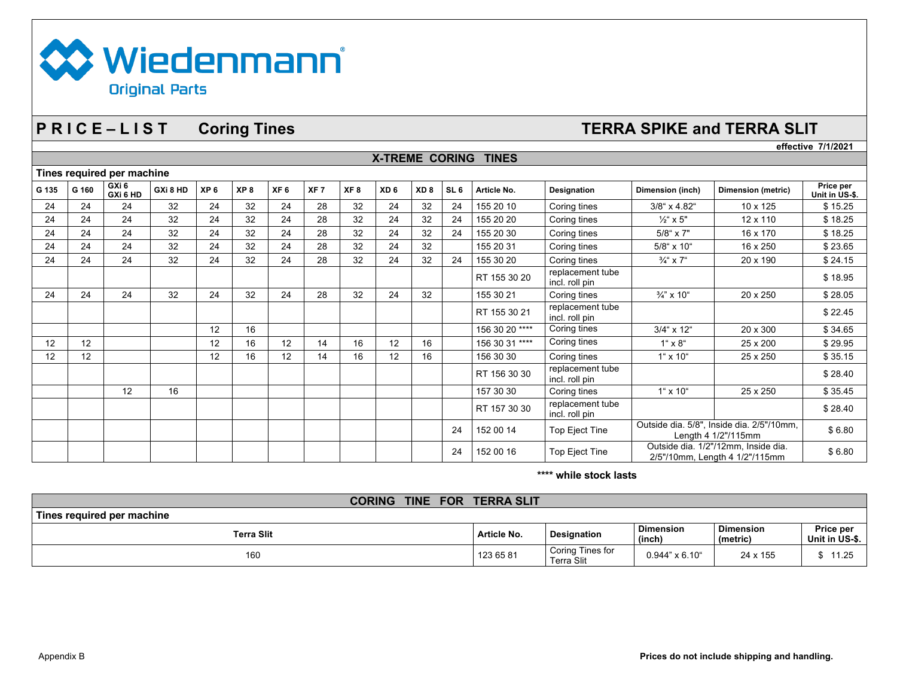# Wiedenmann

**Original Parts**

## P R I C E – L I S T   Coring Tines   TERRA SPIKE and TERRA SLIT

**effective 7/1/2021**

### X-TREME CORING TINES

**Tines required per machine**

| G 135 | G 160 | GXi 6 GXi 6 HD | GXi 8 HD | XP 6 | XP 8 | XF 6 | XF 7 | XF 8 | XD 6 | XD 8 | SL 6 | Article No. | Designation | Dimension (inch) | Dimension (metric) | Price per Unit in US-$. |
|---|---|---|---|---|---|---|---|---|---|---|---|---|---|---|---|---|
| 24 | 24 | 24 | 32 | 24 | 32 | 24 | 28 | 32 | 24 | 32 | 24 | 155 20 10 | Coring tines | 3/8“ x 4.82“ | 10 x 125 | $ 15.25 |
| 24 | 24 | 24 | 32 | 24 | 32 | 24 | 28 | 32 | 24 | 32 | 24 | 155 20 20 | Coring tines | ½“ x 5" | 12 x 110 | $ 18.25 |
| 24 | 24 | 24 | 32 | 24 | 32 | 24 | 28 | 32 | 24 | 32 | 24 | 155 20 30 | Coring tines | 5/8“ x 7" | 16 x 170 | $ 18.25 |
| 24 | 24 | 24 | 32 | 24 | 32 | 24 | 28 | 32 | 24 | 32 | | 155 20 31 | Coring tines | 5/8“ x 10“ | 16 x 250 | $ 23.65 |
| 24 | 24 | 24 | 32 | 24 | 32 | 24 | 28 | 32 | 24 | 32 | 24 | 155 30 20 | Coring tines | ¾“ x 7“ | 20 x 190 | $ 24.15 |
| | | | | | | | | | | | | RT 155 30 20 | replacement tube incl. roll pin | | | $ 18.95 |
| 24 | 24 | 24 | 32 | 24 | 32 | 24 | 28 | 32 | 24 | 32 | | 155 30 21 | Coring tines | ¾" x 10“ | 20 x 250 | $ 28.05 |
| | | | | | | | | | | | | RT 155 30 21 | replacement tube incl. roll pin | | | $ 22.45 |
| | | | | 12 | 16 | | | | | | | 156 30 20 **** | Coring tines | 3/4“ x 12“ | 20 x 300 | $ 34.65 |
| 12 | 12 | | | 12 | 16 | 12 | 14 | 16 | 12 | 16 | | 156 30 31 **** | Coring tines | 1“ x 8“ | 25 x 200 | $ 29.95 |
| 12 | 12 | | | 12 | 16 | 12 | 14 | 16 | 12 | 16 | | 156 30 30 | Coring tines | 1“ x 10“ | 25 x 250 | $ 35.15 |
| | | | | | | | | | | | | RT 156 30 30 | replacement tube incl. roll pin | | | $ 28.40 |
| | | 12 | 16 | | | | | | | | | 157 30 30 | Coring tines | 1“ x 10“ | 25 x 250 | $ 35.45 |
| | | | | | | | | | | | | RT 157 30 30 | replacement tube incl. roll pin | | | $ 28.40 |
| | | | | | | | | | | | 24 | 152 00 14 | Top Eject Tine | Outside dia. 5/8", Inside dia. 2/5"/10mm, Length 4 1/2"/115mm | | $ 6.80 |
| | | | | | | | | | | | 24 | 152 00 16 | Top Eject Tine | Outside dia. 1/2"/12mm, Inside dia. 2/5"/10mm, Length 4 1/2"/115mm | | $ 6.80 |

**\*\*\*\* while stock lasts**

### CORING TINE FOR TERRA SLIT

**Tines required per machine**

| Terra Slit | Article No. | Designation | Dimension (inch) | Dimension (metric) | Price per Unit in US-$. |
|---|---|---|---|---|---|
| 160 | 123 65 81 | Coring Tines for Terra Slit | 0.944" x 6.10“ | 24 x 155 | $ 11.25 |

Appendix B

**Prices do not include shipping and handling.**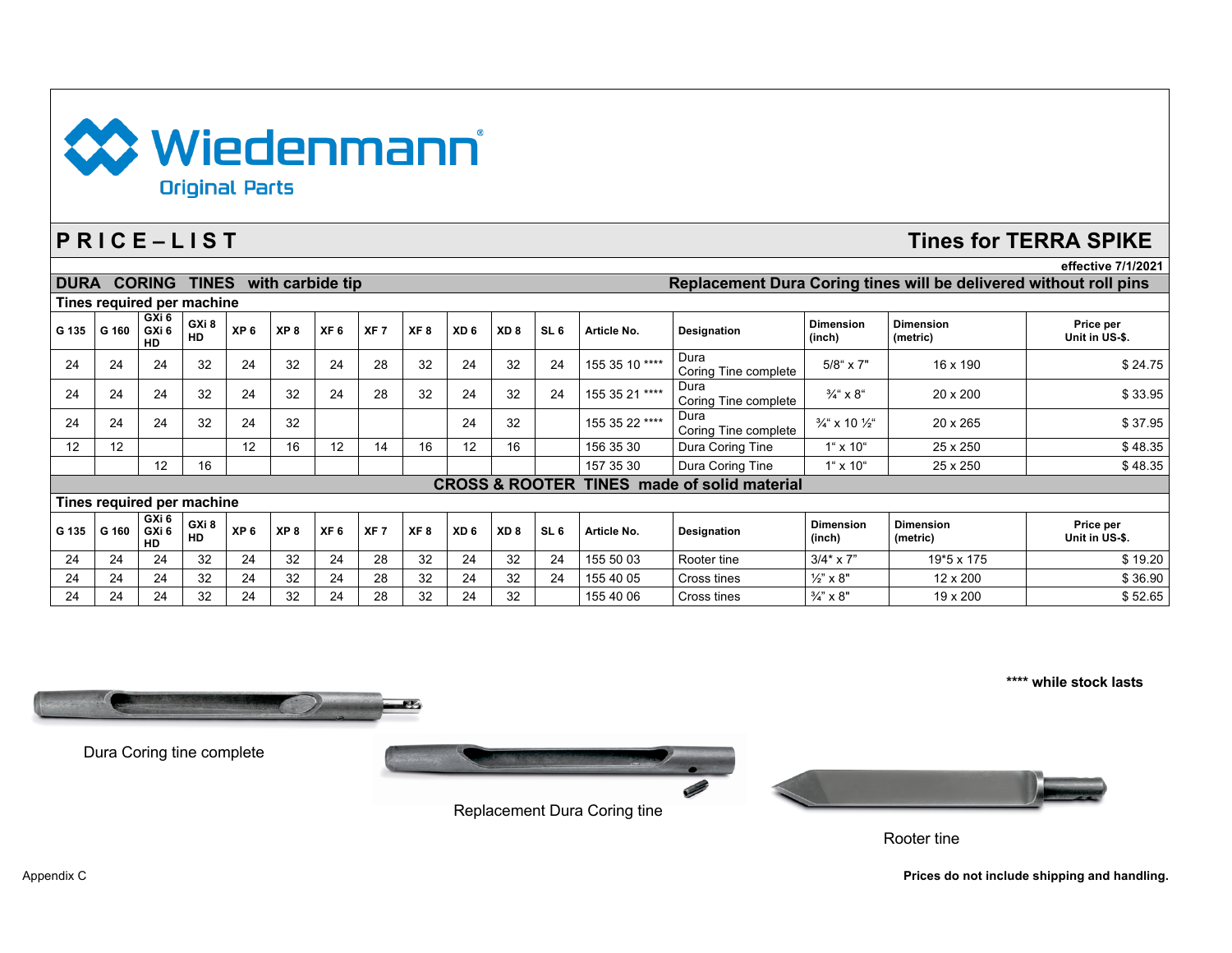Wiedenmann Original Parts

# PRICE–LIST — Tines for TERRA SPIKE

effective 7/1/2021

## DURA CORING TINES with carbide tip

**Replacement Dura Coring tines will be delivered without roll pins**

Tines required per machine

| G 135 | G 160 | GXi 6 GXi 6 HD | GXi 8 HD | XP 6 | XP 8 | XF 6 | XF 7 | XF 8 | XD 6 | XD 8 | SL 6 | Article No. | Designation | Dimension (inch) | Dimension (metric) | Price per Unit in US-$. |
|---|---|---|---|---|---|---|---|---|---|---|---|---|---|---|---|---|
| 24 | 24 | 24 | 32 | 24 | 32 | 24 | 28 | 32 | 24 | 32 | 24 | 155 35 10 **** | Dura Coring Tine complete | 5/8“ x 7" | 16 x 190 | $ 24.75 |
| 24 | 24 | 24 | 32 | 24 | 32 | 24 | 28 | 32 | 24 | 32 | 24 | 155 35 21 **** | Dura Coring Tine complete | ¾“ x 8“ | 20 x 200 | $ 33.95 |
| 24 | 24 | 24 | 32 | 24 | 32 | | | | 24 | 32 | | 155 35 22 **** | Dura Coring Tine complete | ¾“ x 10 ½“ | 20 x 265 | $ 37.95 |
| 12 | 12 | | | 12 | 16 | 12 | 14 | 16 | 12 | 16 | | 156 35 30 | Dura Coring Tine | 1“ x 10“ | 25 x 250 | $ 48.35 |
| | | 12 | 16 | | | | | | | | | 157 35 30 | Dura Coring Tine | 1“ x 10“ | 25 x 250 | $ 48.35 |

## CROSS & ROOTER TINES made of solid material

Tines required per machine

| G 135 | G 160 | GXi 6 GXi 6 HD | GXi 8 HD | XP 6 | XP 8 | XF 6 | XF 7 | XF 8 | XD 6 | XD 8 | SL 6 | Article No. | Designation | Dimension (inch) | Dimension (metric) | Price per Unit in US-$. |
|---|---|---|---|---|---|---|---|---|---|---|---|---|---|---|---|---|
| 24 | 24 | 24 | 32 | 24 | 32 | 24 | 28 | 32 | 24 | 32 | 24 | 155 50 03 | Rooter tine | 3/4" x 7” | 19*5 x 175 | $ 19.20 |
| 24 | 24 | 24 | 32 | 24 | 32 | 24 | 28 | 32 | 24 | 32 | 24 | 155 40 05 | Cross tines | ½" x 8" | 12 x 200 | $ 36.90 |
| 24 | 24 | 24 | 32 | 24 | 32 | 24 | 28 | 32 | 24 | 32 | | 155 40 06 | Cross tines | ¾" x 8" | 19 x 200 | $ 52.65 |

**\*\*\*\* while stock lasts**

Dura Coring tine complete

Replacement Dura Coring tine

Rooter tine

Appendix C

**Prices do not include shipping and handling.**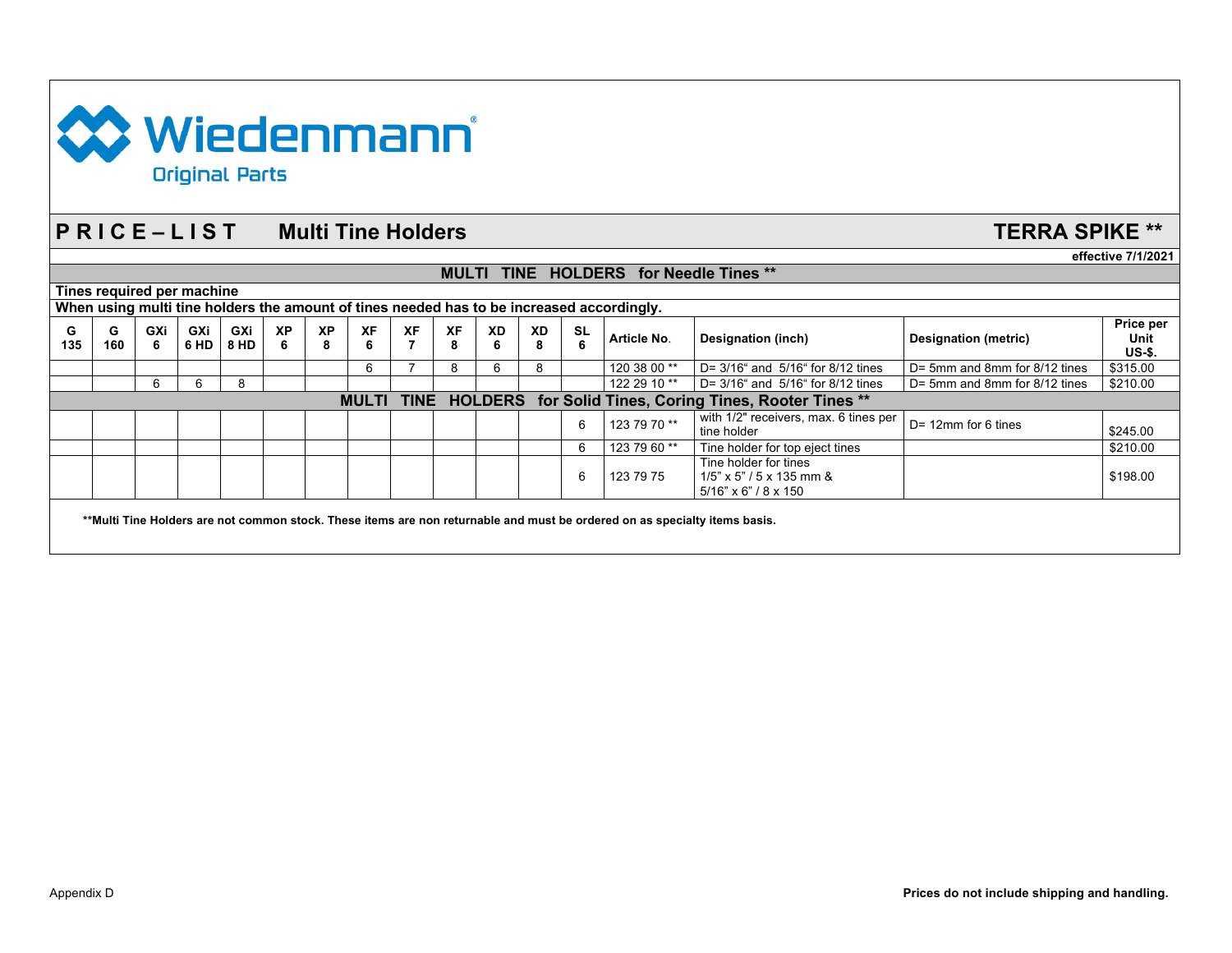Wiedenmann

Original Parts

# PRICE – LIST Multi Tine Holders TERRA SPIKE **

effective 7/1/2021

## MULTI TINE HOLDERS for Needle Tines **

**Tines required per machine**

**When using multi tine holders the amount of tines needed has to be increased accordingly.**

| G 135 | G 160 | GXi 6 | GXi 6 HD | GXi 8 HD | XP 6 | XP 8 | XF 6 | XF 7 | XF 8 | XD 6 | XD 8 | SL 6 | Article No. | Designation (inch) | Designation (metric) | Price per Unit US-$. |
|---|---|---|---|---|---|---|---|---|---|---|---|---|---|---|---|---|
| | | | | | | | 6 | 7 | 8 | 6 | 8 | | 120 38 00 ** | D= 3/16" and 5/16" for 8/12 tines | D= 5mm and 8mm for 8/12 tines | $315.00 |
| | | 6 | 6 | 8 | | | | | | | | | 122 29 10 ** | D= 3/16" and 5/16" for 8/12 tines | D= 5mm and 8mm for 8/12 tines | $210.00 |
| **MULTI TINE HOLDERS for Solid Tines, Coring Tines, Rooter Tines **** | | | | | | | | | | | | | | | | |
| | | | | | | | | | | | | 6 | 123 79 70 ** | with 1/2" receivers, max. 6 tines per tine holder | D= 12mm for 6 tines | $245.00 |
| | | | | | | | | | | | | 6 | 123 79 60 ** | Tine holder for top eject tines | | $210.00 |
| | | | | | | | | | | | | 6 | 123 79 75 | Tine holder for tines 1/5" x 5" / 5 x 135 mm & 5/16" x 6" / 8 x 150 | | $198.00 |

**Multi Tine Holders are not common stock. These items are non returnable and must be ordered on as specialty items basis.**

Appendix D

**Prices do not include shipping and handling.**